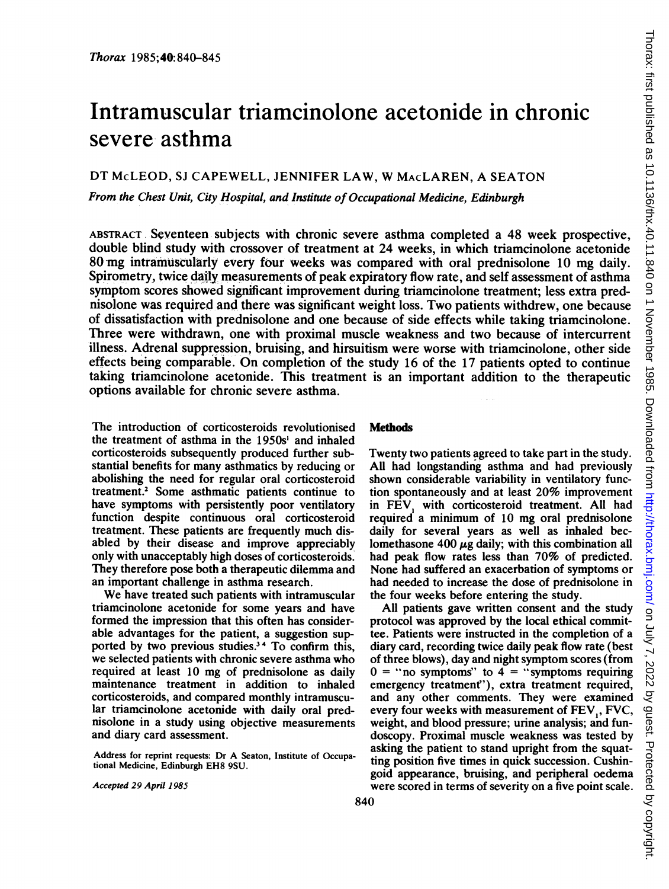# Intramuscular triamcinolone acetonide in chronic severe asthma

DT McLEOD, SJ CAPEWELL, JENNIFER LAW, W MacLAREN, A SEATON

*From the Chest Unit, City Hospital, and Institute of Occupational Medicine, Edinburgh*

ABSTRACT Seventeen subjects with chronic severe asthma completed a 48 week prospective, double blind study with crossover of treatment at 24 weeks, in which triamcinolone acetonide 80 mg intramuscularly every four weeks was compared with oral prednisolone 10 mg daily. Spirometry, twice daily measurements of peak expiratory flow rate, and self assessment of asthma symptom scores showed significant improvement during triamcinolone treatment; less extra prednisolone was required and there was significant weight loss. Two patients withdrew, one because of dissatisfaction with prednisolone and one because of side effects while taking triamcinolone. Three were withdrawn, one with proximal muscle weakness and two because of intercurrent illness. Adrenal suppression, bruising, and hirsuitism were worse with triamcinolone, other side effects being comparable. On completion of the study 16 of the 17 patients opted to continue taking triamcinolone acetonide. This treatment is an important addition to the therapeutic options available for chronic severe asthma.

The introduction of corticosteroids revolutionised the treatment of asthma in the 1950s[1] and inhaled corticosteroids subsequently produced further substantial benefits for many asthmatics by reducing or abolishing the need for regular oral corticosteroid treatment.[2] Some asthmatic patients continue to have symptoms with persistently poor ventilatory function despite continuous oral corticosteroid treatment. These patients are frequently much disabled by their disease and improve appreciably only with unacceptably high doses of corticosteroids. They therefore pose both a therapeutic dilemma and an important challenge in asthma research.

We have treated such patients with intramuscular triamcinolone acetonide for some years and have formed the impression that this often has considerable advantages for the patient, a suggestion supported by two previous studies.[3,4] To confirm this, we selected patients with chronic severe asthma who required at least 10 mg of prednisolone as daily maintenance treatment in addition to inhaled corticosteroids, and compared monthly intramuscular triamcinolone acetonide with daily oral prednisolone in a study using objective measurements and diary card assessment.

Address for reprint requests: Dr A Seaton, Institute of Occupational Medicine, Edinburgh EH8 9SU.

*Accepted 29 April 1985*

## Methods

Twenty two patients agreed to take part in the study. All had longstanding asthma and had previously shown considerable variability in ventilatory function spontaneously and at least 20% improvement in $FEV_1$ with corticosteroid treatment. All had required a minimum of 10 mg oral prednisolone daily for several years as well as inhaled beclomethasone 400 $\mu$g daily; with this combination all had peak flow rates less than 70% of predicted. None had suffered an exacerbation of symptoms or had needed to increase the dose of prednisolone in the four weeks before entering the study.

All patients gave written consent and the study protocol was approved by the local ethical committee. Patients were instructed in the completion of a diary card, recording twice daily peak flow rate (best of three blows), day and night symptom scores (from 0 = "no symptoms" to 4 = "symptoms requiring emergency treatment"), extra treatment required, and any other comments. They were examined every four weeks with measurement of $FEV_1$, FVC, weight, and blood pressure; urine analysis; and fundoscopy. Proximal muscle weakness was tested by asking the patient to stand upright from the squatting position five times in quick succession. Cushingoid appearance, bruising, and peripheral oedema were scored in terms of severity on a five point scale.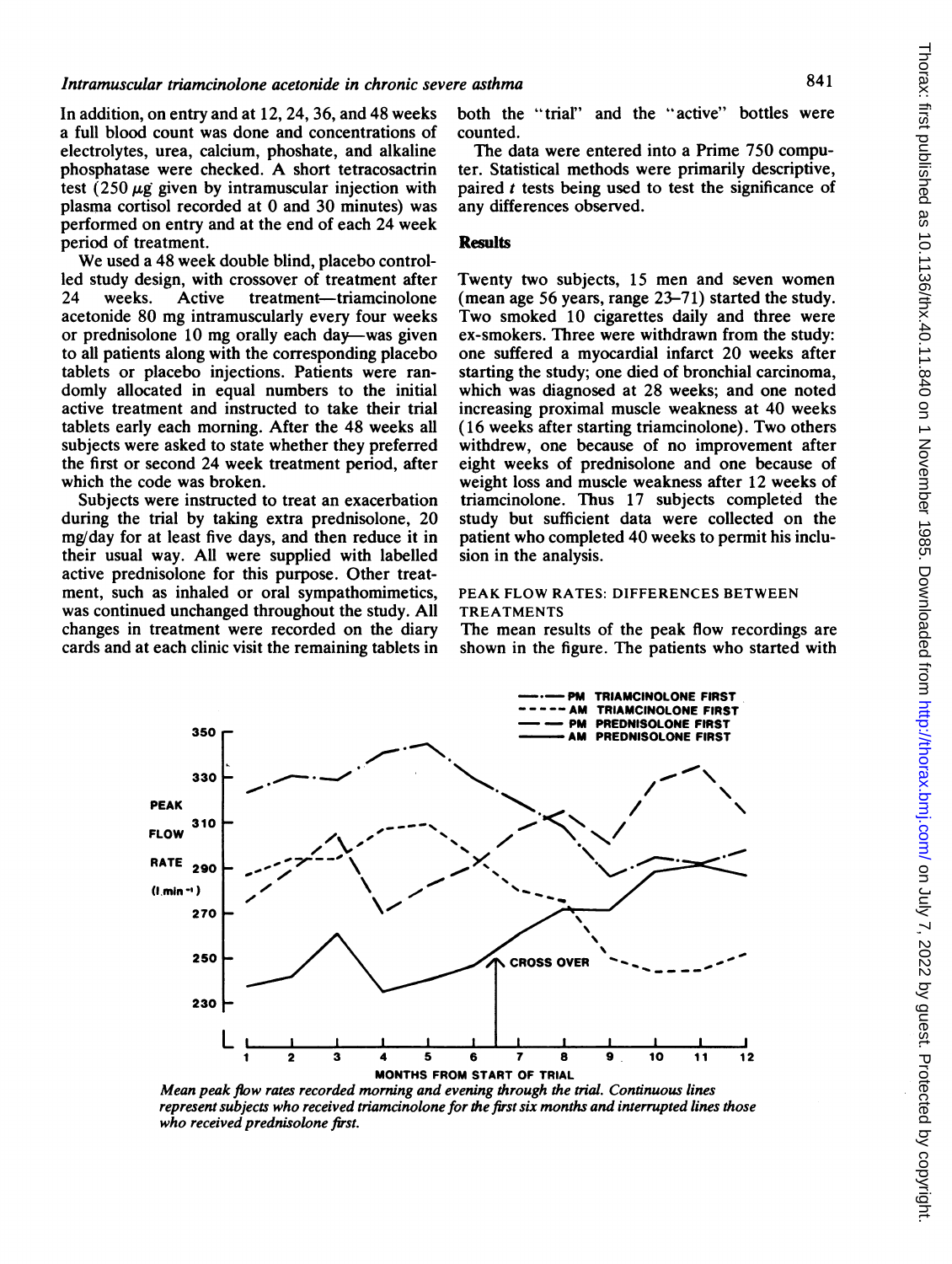In addition, on entry and at 12, 24, 36, and 48 weeks a full blood count was done and concentrations of electrolytes, urea, calcium, phoshate, and alkaline phosphatase were checked. A short tetracosactrin test (250 $\mu g$ given by intramuscular injection with plasma cortisol recorded at 0 and 30 minutes) was performed on entry and at the end of each 24 week period of treatment.

We used a 48 week double blind, placebo controlled study design, with crossover of treatment after 24 weeks. Active treatment—triamcinolone acetonide 80 mg intramuscularly every four weeks or prednisolone 10 mg orally each day—was given to all patients along with the corresponding placebo tablets or placebo injections. Patients were randomly allocated in equal numbers to the initial active treatment and instructed to take their trial tablets early each morning. After the 48 weeks all subjects were asked to state whether they preferred the first or second 24 week treatment period, after which the code was broken.

Subjects were instructed to treat an exacerbation during the trial by taking extra prednisolone, 20 mg/day for at least five days, and then reduce it in their usual way. All were supplied with labelled active prednisolone for this purpose. Other treatment, such as inhaled or oral sympathomimetics, was continued unchanged throughout the study. All changes in treatment were recorded on the diary cards and at each clinic visit the remaining tablets in both the "trial" and the "active" bottles were counted.

The data were entered into a Prime 750 computer. Statistical methods were primarily descriptive, paired $t$ tests being used to test the significance of any differences observed.

## Results

Twenty two subjects, 15 men and seven women (mean age 56 years, range 23–71) started the study. Two smoked 10 cigarettes daily and three were ex-smokers. Three were withdrawn from the study: one suffered a myocardial infarct 20 weeks after starting the study; one died of bronchial carcinoma, which was diagnosed at 28 weeks; and one noted increasing proximal muscle weakness at 40 weeks (16 weeks after starting triamcinolone). Two others withdrew, one because of no improvement after eight weeks of prednisolone and one because of weight loss and muscle weakness after 12 weeks of triamcinolone. Thus 17 subjects completed the study but sufficient data were collected on the patient who completed 40 weeks to permit his inclusion in the analysis.

### PEAK FLOW RATES: DIFFERENCES BETWEEN TREATMENTS

The mean results of the peak flow recordings are shown in the figure. The patients who started with

*Mean peak flow rates recorded morning and evening through the trial. Continuous lines represent subjects who received triamcinolone for the first six months and interrupted lines those who received prednisolone first.*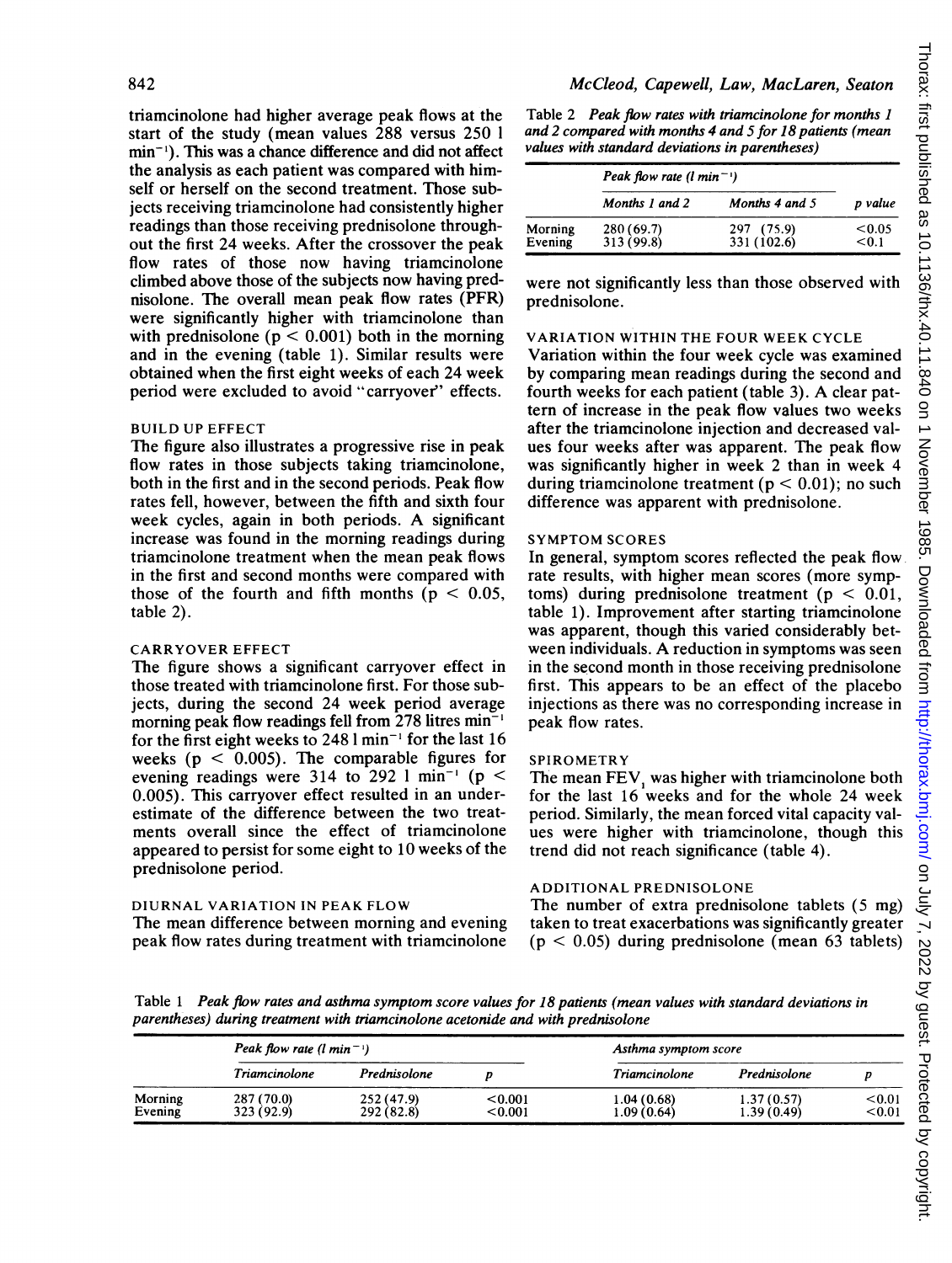triamcinolone had higher average peak flows at the start of the study (mean values 288 versus 250 l min$^{-1}$). This was a chance difference and did not affect the analysis as each patient was compared with himself or herself on the second treatment. Those subjects receiving triamcinolone had consistently higher readings than those receiving prednisolone throughout the first 24 weeks. After the crossover the peak flow rates of those now having triamcinolone climbed above those of the subjects now having prednisolone. The overall mean peak flow rates (PFR) were significantly higher with triamcinolone than with prednisolone ($p < 0.001$) both in the morning and in the evening (table 1). Similar results were obtained when the first eight weeks of each 24 week period were excluded to avoid "carryover" effects.

### BUILD UP EFFECT

The figure also illustrates a progressive rise in peak flow rates in those subjects taking triamcinolone, both in the first and in the second periods. Peak flow rates fell, however, between the fifth and sixth four week cycles, again in both periods. A significant increase was found in the morning readings during triamcinolone treatment when the mean peak flows in the first and second months were compared with those of the fourth and fifth months ($p < 0.05$, table 2).

### CARRYOVER EFFECT

The figure shows a significant carryover effect in those treated with triamcinolone first. For those subjects, during the second 24 week period average morning peak flow readings fell from 278 litres min$^{-1}$ for the first eight weeks to 248 l min$^{-1}$ for the last 16 weeks ($p < 0.005$). The comparable figures for evening readings were 314 to 292 l min$^{-1}$ ($p < 0.005$). This carryover effect resulted in an underestimate of the difference between the two treatments overall since the effect of triamcinolone appeared to persist for some eight to 10 weeks of the prednisolone period.

### DIURNAL VARIATION IN PEAK FLOW

The mean difference between morning and evening peak flow rates during treatment with triamcinolone were not significantly less than those observed with prednisolone.

Table 2 *Peak flow rates with triamcinolone for months 1 and 2 compared with months 4 and 5 for 18 patients (mean values with standard deviations in parentheses)*

| | Peak flow rate (l min$^{-1}$) | | |
|---|---|---|---|
| | Months 1 and 2 | Months 4 and 5 | p value |
| Morning | 280 (69.7) | 297 (75.9) | <0.05 |
| Evening | 313 (99.8) | 331 (102.6) | <0.1 |

### VARIATION WITHIN THE FOUR WEEK CYCLE

Variation within the four week cycle was examined by comparing mean readings during the second and fourth weeks for each patient (table 3). A clear pattern of increase in the peak flow values two weeks after the triamcinolone injection and decreased values four weeks after was apparent. The peak flow was significantly higher in week 2 than in week 4 during triamcinolone treatment ($p < 0.01$); no such difference was apparent with prednisolone.

### SYMPTOM SCORES

In general, symptom scores reflected the peak flow rate results, with higher mean scores (more symptoms) during prednisolone treatment ($p < 0.01$, table 1). Improvement after starting triamcinolone was apparent, though this varied considerably between individuals. A reduction in symptoms was seen in the second month in those receiving prednisolone first. This appears to be an effect of the placebo injections as there was no corresponding increase in peak flow rates.

### SPIROMETRY

The mean $FEV_1$ was higher with triamcinolone both for the last 16 weeks and for the whole 24 week period. Similarly, the mean forced vital capacity values were higher with triamcinolone, though this trend did not reach significance (table 4).

### ADDITIONAL PREDNISOLONE

The number of extra prednisolone tablets (5 mg) taken to treat exacerbations was significantly greater ($p < 0.05$) during prednisolone (mean 63 tablets)

Table 1 *Peak flow rates and asthma symptom score values for 18 patients (mean values with standard deviations in parentheses) during treatment with triamcinolone acetonide and with prednisolone*

| | Peak flow rate (l min$^{-1}$) | | | Asthma symptom score | | |
|---|---|---|---|---|---|---|
| | Triamcinolone | Prednisolone | p | Triamcinolone | Prednisolone | p |
| Morning | 287 (70.0) | 252 (47.9) | <0.001 | 1.04 (0.68) | 1.37 (0.57) | <0.01 |
| Evening | 323 (92.9) | 292 (82.8) | <0.001 | 1.09 (0.64) | 1.39 (0.49) | <0.01 |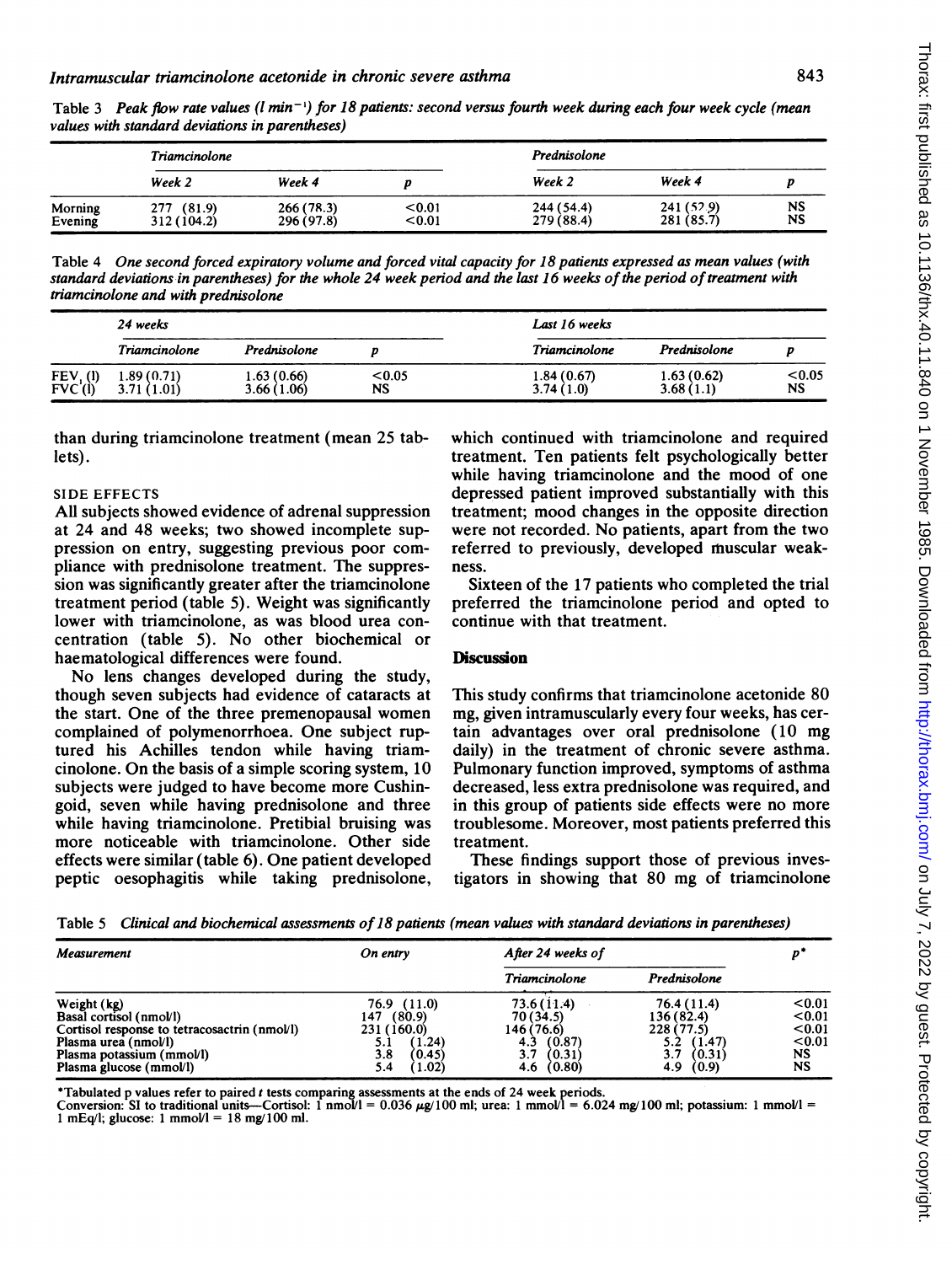Table 3 *Peak flow rate values ($l\ min^{-1}$) for 18 patients: second versus fourth week during each four week cycle (mean values with standard deviations in parentheses)*

| | Triamcinolone | | | Prednisolone | | |
|---|---|---|---|---|---|---|
| | Week 2 | Week 4 | p | Week 2 | Week 4 | p |
| Morning | 277 (81.9) | 266 (78.3) | <0.01 | 244 (54.4) | 241 (57.9) | NS |
| Evening | 312 (104.2) | 296 (97.8) | <0.01 | 279 (88.4) | 281 (85.7) | NS |

Table 4 *One second forced expiratory volume and forced vital capacity for 18 patients expressed as mean values (with standard deviations in parentheses) for the whole 24 week period and the last 16 weeks of the period of treatment with triamcinolone and with prednisolone*

| | 24 weeks | | | Last 16 weeks | | |
|---|---|---|---|---|---|---|
| | Triamcinolone | Prednisolone | p | Triamcinolone | Prednisolone | p |
| $FEV_1$ (l) | 1.89 (0.71) | 1.63 (0.66) | <0.05 | 1.84 (0.67) | 1.63 (0.62) | <0.05 |
| FVC (l) | 3.71 (1.01) | 3.66 (1.06) | NS | 3.74 (1.0) | 3.68 (1.1) | NS |

than during triamcinolone treatment (mean 25 tablets).

### SIDE EFFECTS

All subjects showed evidence of adrenal suppression at 24 and 48 weeks; two showed incomplete suppression on entry, suggesting previous poor compliance with prednisolone treatment. The suppression was significantly greater after the triamcinolone treatment period (table 5). Weight was significantly lower with triamcinolone, as was blood urea concentration (table 5). No other biochemical or haematological differences were found.

No lens changes developed during the study, though seven subjects had evidence of cataracts at the start. One of the three premenopausal women complained of polymenorrhoea. One subject ruptured his Achilles tendon while having triamcinolone. On the basis of a simple scoring system, 10 subjects were judged to have become more Cushingoid, seven while having prednisolone and three while having triamcinolone. Pretibial bruising was more noticeable with triamcinolone. Other side effects were similar (table 6). One patient developed peptic oesophagitis while taking prednisolone, which continued with triamcinolone and required treatment. Ten patients felt psychologically better while having triamcinolone and the mood of one depressed patient improved substantially with this treatment; mood changes in the opposite direction were not recorded. No patients, apart from the two referred to previously, developed muscular weakness.

Sixteen of the 17 patients who completed the trial preferred the triamcinolone period and opted to continue with that treatment.

## Discussion

This study confirms that triamcinolone acetonide 80 mg, given intramuscularly every four weeks, has certain advantages over oral prednisolone (10 mg daily) in the treatment of chronic severe asthma. Pulmonary function improved, symptoms of asthma decreased, less extra prednisolone was required, and in this group of patients side effects were no more troublesome. Moreover, most patients preferred this treatment.

These findings support those of previous investigators in showing that 80 mg of triamcinolone

Table 5 *Clinical and biochemical assessments of 18 patients (mean values with standard deviations in parentheses)*

| Measurement | On entry | After 24 weeks of | | p* |
|---|---|---|---|---|
| | | Triamcinolone | Prednisolone | |
| Weight (kg) | 76.9 (11.0) | 73.6 (11.4) | 76.4 (11.4) | <0.01 |
| Basal cortisol (nmol/l) | 147 (80.9) | 70 (34.5) | 136 (82.4) | <0.01 |
| Cortisol response to tetracosactrin (nmol/l) | 231 (160.0) | 146 (76.6) | 228 (77.5) | <0.01 |
| Plasma urea (nmol/l) | 5.1 (1.24) | 4.3 (0.87) | 5.2 (1.47) | <0.01 |
| Plasma potassium (mmol/l) | 3.8 (0.45) | 3.7 (0.31) | 3.7 (0.31) | NS |
| Plasma glucose (mmol/l) | 5.4 (1.02) | 4.6 (0.80) | 4.9 (0.9) | NS |

*Tabulated p values refer to paired *t* tests comparing assessments at the ends of 24 week periods.
Conversion: SI to traditional units—Cortisol: 1 nmol/l = 0.036 $\mu$g/100 ml; urea: 1 mmol/l = 6.024 mg/100 ml; potassium: 1 mmol/l = 1 mEq/l; glucose: 1 mmol/l = 18 mg/100 ml.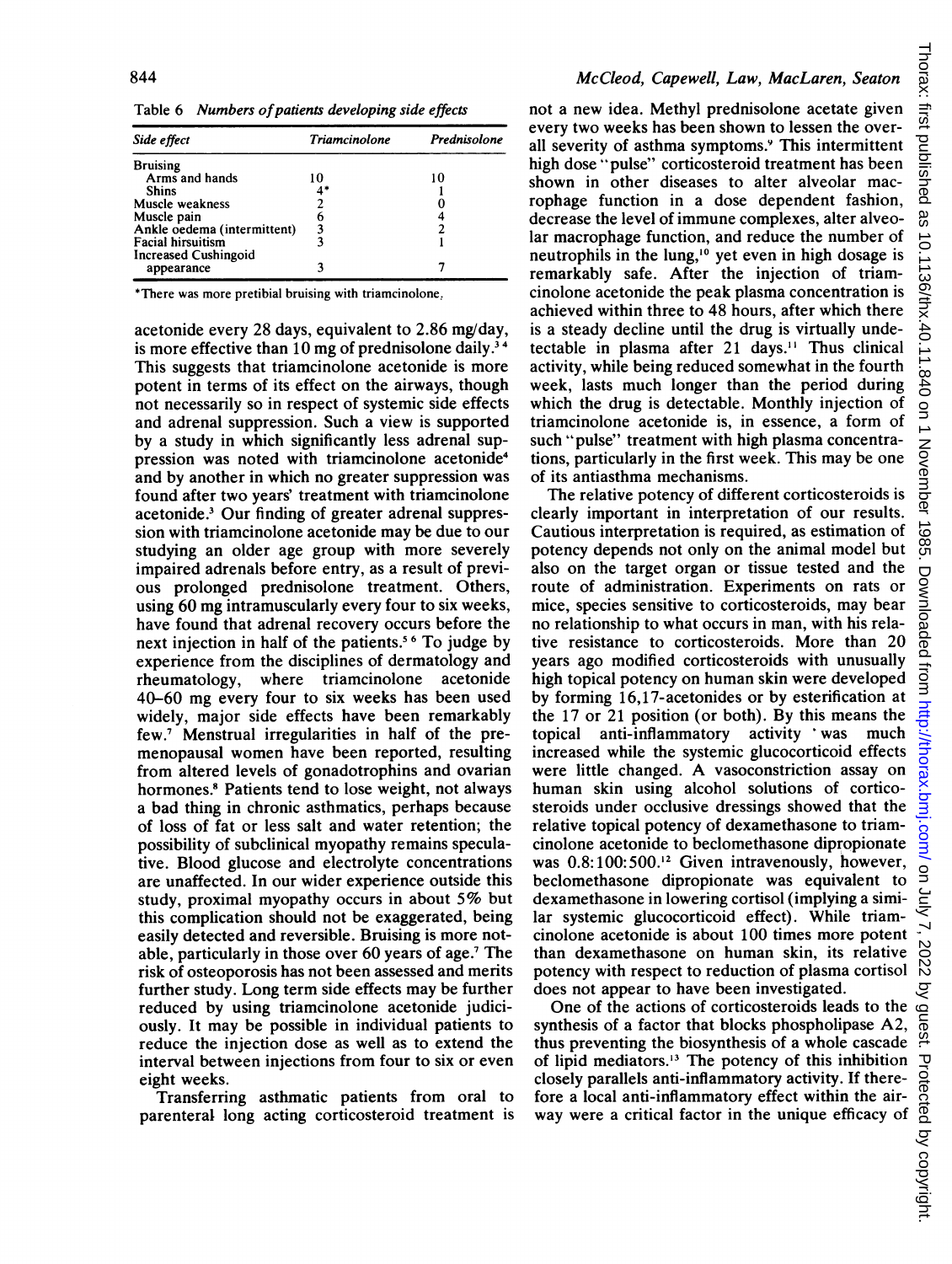Table 6 *Numbers of patients developing side effects*

| Side effect | Triamcinolone | Prednisolone |
|---|---|---|
| Bruising | | |
| Arms and hands | 10 | 10 |
| Shins | 4* | 1 |
| Muscle weakness | 2 | 0 |
| Muscle pain | 6 | 4 |
| Ankle oedema (intermittent) | 3 | 2 |
| Facial hirsuitism | 3 | 1 |
| Increased Cushingoid appearance | 3 | 7 |

*There was more pretibial bruising with triamcinolone.

acetonide every 28 days, equivalent to 2.86 mg/day, is more effective than 10 mg of prednisolone daily.[3,4] This suggests that triamcinolone acetonide is more potent in terms of its effect on the airways, though not necessarily so in respect of systemic side effects and adrenal suppression. Such a view is supported by a study in which significantly less adrenal suppression was noted with triamcinolone acetonide[4] and by another in which no greater suppression was found after two years' treatment with triamcinolone acetonide.[3] Our finding of greater adrenal suppression with triamcinolone acetonide may be due to our studying an older age group with more severely impaired adrenals before entry, as a result of previous prolonged prednisolone treatment. Others, using 60 mg intramuscularly every four to six weeks, have found that adrenal recovery occurs before the next injection in half of the patients.[5,6] To judge by experience from the disciplines of dermatology and rheumatology, where triamcinolone acetonide 40–60 mg every four to six weeks has been used widely, major side effects have been remarkably few.[7] Menstrual irregularities in half of the premenopausal women have been reported, resulting from altered levels of gonadotrophins and ovarian hormones.[8] Patients tend to lose weight, not always a bad thing in chronic asthmatics, perhaps because of loss of fat or less salt and water retention; the possibility of subclinical myopathy remains speculative. Blood glucose and electrolyte concentrations are unaffected. In our wider experience outside this study, proximal myopathy occurs in about 5% but this complication should not be exaggerated, being easily detected and reversible. Bruising is more notable, particularly in those over 60 years of age.[7] The risk of osteoporosis has not been assessed and merits further study. Long term side effects may be further reduced by using triamcinolone acetonide judiciously. It may be possible in individual patients to reduce the injection dose as well as to extend the interval between injections from four to six or even eight weeks.

Transferring asthmatic patients from oral to parenteral long acting corticosteroid treatment is not a new idea. Methyl prednisolone acetate given every two weeks has been shown to lessen the overall severity of asthma symptoms.[9] This intermittent high dose "pulse" corticosteroid treatment has been shown in other diseases to alter alveolar macrophage function in a dose dependent fashion, decrease the level of immune complexes, alter alveolar macrophage function, and reduce the number of neutrophils in the lung,[10] yet even in high dosage is remarkably safe. After the injection of triamcinolone acetonide the peak plasma concentration is achieved within three to 48 hours, after which there is a steady decline until the drug is virtually undetectable in plasma after 21 days.[11] Thus clinical activity, while being reduced somewhat in the fourth week, lasts much longer than the period during which the drug is detectable. Monthly injection of triamcinolone acetonide is, in essence, a form of such "pulse" treatment with high plasma concentrations, particularly in the first week. This may be one of its antiasthma mechanisms.

The relative potency of different corticosteroids is clearly important in interpretation of our results. Cautious interpretation is required, as estimation of potency depends not only on the animal model but also on the target organ or tissue tested and the route of administration. Experiments on rats or mice, species sensitive to corticosteroids, may bear no relationship to what occurs in man, with his relative resistance to corticosteroids. More than 20 years ago modified corticosteroids with unusually high topical potency on human skin were developed by forming 16,17-acetonides or by esterification at the 17 or 21 position (or both). By this means the topical anti-inflammatory activity was much increased while the systemic glucocorticoid effects were little changed. A vasoconstriction assay on human skin using alcohol solutions of corticosteroids under occlusive dressings showed that the relative topical potency of dexamethasone to triamcinolone acetonide to beclomethasone dipropionate was 0.8:100:500.[12] Given intravenously, however, beclomethasone dipropionate was equivalent to dexamethasone in lowering cortisol (implying a similar systemic glucocorticoid effect). While triamcinolone acetonide is about 100 times more potent than dexamethasone on human skin, its relative potency with respect to reduction of plasma cortisol does not appear to have been investigated.

One of the actions of corticosteroids leads to the synthesis of a factor that blocks phospholipase A2, thus preventing the biosynthesis of a whole cascade of lipid mediators.[13] The potency of this inhibition closely parallels anti-inflammatory activity. If therefore a local anti-inflammatory effect within the airway were a critical factor in the unique efficacy of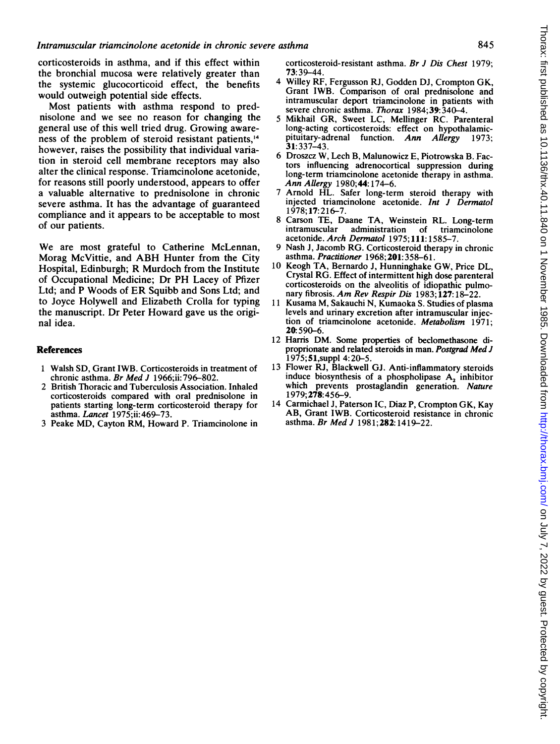corticosteroids in asthma, and if this effect within the bronchial mucosa were relatively greater than the systemic glucocorticoid effect, the benefits would outweigh potential side effects.

Most patients with asthma respond to prednisolone and we see no reason for changing the general use of this well tried drug. Growing awareness of the problem of steroid resistant patients,[14] however, raises the possibility that individual variation in steroid cell membrane receptors may also alter the clinical response. Triamcinolone acetonide, for reasons still poorly understood, appears to offer a valuable alternative to prednisolone in chronic severe asthma. It has the advantage of guaranteed compliance and it appears to be acceptable to most of our patients.

We are most grateful to Catherine McLennan, Morag McVittie, and ABH Hunter from the City Hospital, Edinburgh; R Murdoch from the Institute of Occupational Medicine; Dr PH Lacey of Pfizer Ltd; and P Woods of ER Squibb and Sons Ltd; and to Joyce Holywell and Elizabeth Crolla for typing the manuscript. Dr Peter Howard gave us the original idea.

## References

1. Walsh SD, Grant IWB. Corticosteroids in treatment of chronic asthma. *Br Med J* 1966;ii:796–802.
2. British Thoracic and Tuberculosis Association. Inhaled corticosteroids compared with oral prednisolone in patients starting long-term corticosteroid therapy for asthma. *Lancet* 1975;ii:469–73.
3. Peake MD, Cayton RM, Howard P. Triamcinolone in corticosteroid-resistant asthma. *Br J Dis Chest* 1979; **73**:39–44.
4. Willey RF, Fergusson RJ, Godden DJ, Crompton GK, Grant IWB. Comparison of oral prednisolone and intramuscular depot triamcinolone in patients with severe chronic asthma. *Thorax* 1984;**39**:340–4.
5. Mikhail GR, Sweet LC, Mellinger RC. Parenteral long-acting corticosteroids: effect on hypothalamic-pituitary-adrenal function. *Ann Allergy* 1973; **31**:337–43.
6. Droszcz W, Lech B, Malunowicz E, Piotrowska B. Factors influencing adrenocortical suppression during long-term triamcinolone acetonide therapy in asthma. *Ann Allergy* 1980;**44**:174–6.
7. Arnold HL. Safer long-term steroid therapy with injected triamcinolone acetonide. *Int J Dermatol* 1978;**17**:216–7.
8. Carson TE, Daane TA, Weinstein RL. Long-term intramuscular administration of triamcinolone acetonide. *Arch Dermatol* 1975;**111**:1585–7.
9. Nash J, Jacomb RG. Corticosteroid therapy in chronic asthma. *Practitioner* 1968;**201**:358–61.
10. Keogh TA, Bernardo J, Hunninghake GW, Price DL, Crystal RG. Effect of intermittent high dose parenteral corticosteroids on the alveolitis of idiopathic pulmonary fibrosis. *Am Rev Respir Dis* 1983;**127**:18–22.
11. Kusama M, Sakauchi N, Kumaoka S. Studies of plasma levels and urinary excretion after intramuscular injection of triamcinolone acetonide. *Metabolism* 1971; **20**:590–6.
12. Harris DM. Some properties of beclomethasone diproprionate and related steroids in man. *Postgrad Med J* 1975;**51**,suppl 4:20–5.
13. Flower RJ, Blackwell GJ. Anti-inflammatory steroids induce biosynthesis of a phospholipase $A_2$ inhibitor which prevents prostaglandin generation. *Nature* 1979;**278**:456–9.
14. Carmichael J, Paterson IC, Diaz P, Crompton GK, Kay AB, Grant IWB. Corticosteroid resistance in chronic asthma. *Br Med J* 1981;**282**:1419–22.